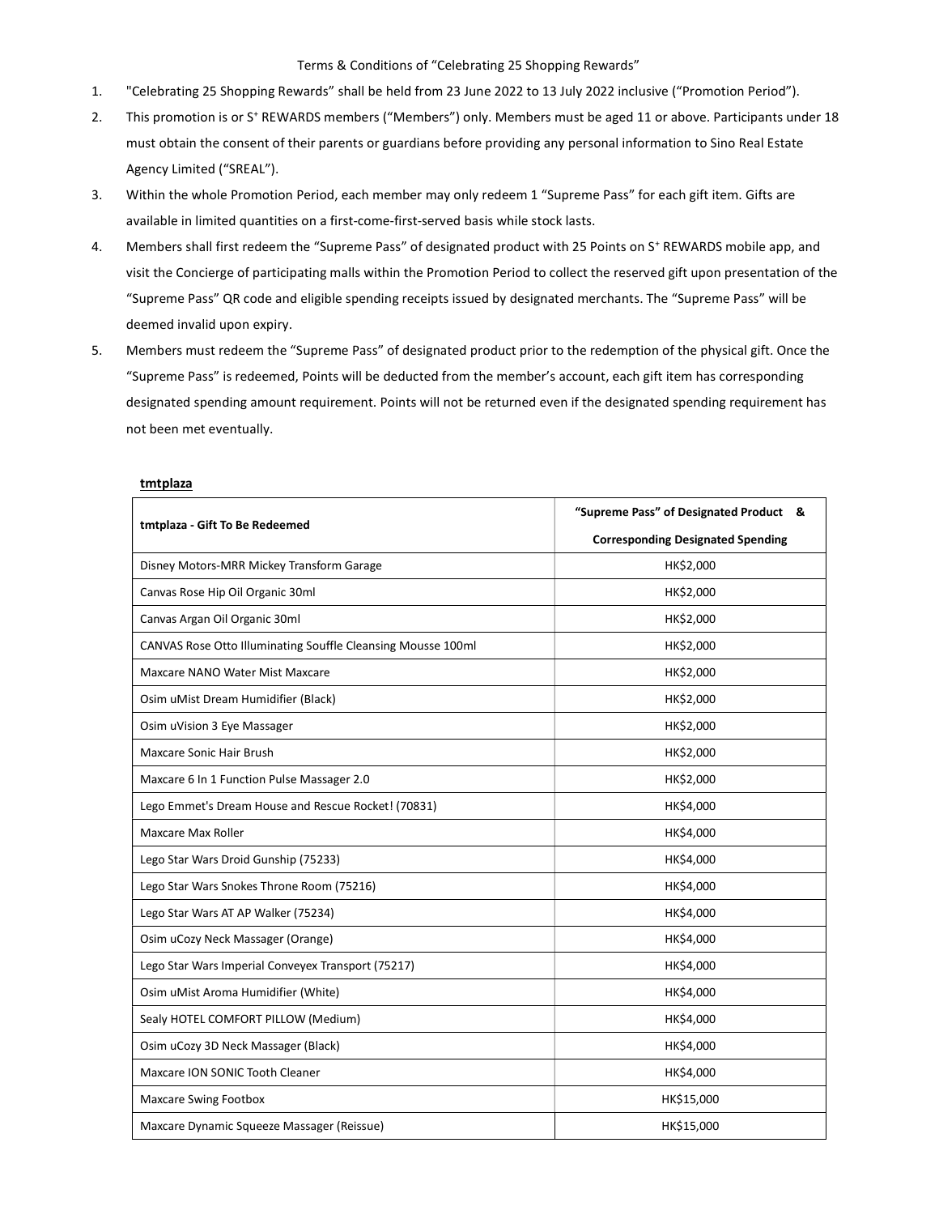Terms & Conditions of "Celebrating 25 Shopping Rewards"

1. "Celebrating 25 Shopping Rewards" shall be held from 23 June 2022 to 13 July 2022 inclusive ("Promotion Period").
2. This promotion is or S⁺ REWARDS members ("Members") only. Members must be aged 11 or above. Participants under 18 must obtain the consent of their parents or guardians before providing any personal information to Sino Real Estate Agency Limited ("SREAL").
3. Within the whole Promotion Period, each member may only redeem 1 "Supreme Pass" for each gift item. Gifts are available in limited quantities on a first-come-first-served basis while stock lasts.
4. Members shall first redeem the "Supreme Pass" of designated product with 25 Points on S⁺ REWARDS mobile app, and visit the Concierge of participating malls within the Promotion Period to collect the reserved gift upon presentation of the "Supreme Pass" QR code and eligible spending receipts issued by designated merchants. The "Supreme Pass" will be deemed invalid upon expiry.
5. Members must redeem the "Supreme Pass" of designated product prior to the redemption of the physical gift. Once the "Supreme Pass" is redeemed, Points will be deducted from the member's account, each gift item has corresponding designated spending amount requirement. Points will not be returned even if the designated spending requirement has not been met eventually.

**tmtplaza**

| tmtplaza - Gift To Be Redeemed | "Supreme Pass" of Designated Product & Corresponding Designated Spending |
|---|---|
| Disney Motors-MRR Mickey Transform Garage | HK$2,000 |
| Canvas Rose Hip Oil Organic 30ml | HK$2,000 |
| Canvas Argan Oil Organic 30ml | HK$2,000 |
| CANVAS Rose Otto Illuminating Souffle Cleansing Mousse 100ml | HK$2,000 |
| Maxcare NANO Water Mist Maxcare | HK$2,000 |
| Osim uMist Dream Humidifier (Black) | HK$2,000 |
| Osim uVision 3 Eye Massager | HK$2,000 |
| Maxcare Sonic Hair Brush | HK$2,000 |
| Maxcare 6 In 1 Function Pulse Massager 2.0 | HK$2,000 |
| Lego Emmet's Dream House and Rescue Rocket! (70831) | HK$4,000 |
| Maxcare Max Roller | HK$4,000 |
| Lego Star Wars Droid Gunship (75233) | HK$4,000 |
| Lego Star Wars Snokes Throne Room (75216) | HK$4,000 |
| Lego Star Wars AT AP Walker (75234) | HK$4,000 |
| Osim uCozy Neck Massager (Orange) | HK$4,000 |
| Lego Star Wars Imperial Conveyex Transport (75217) | HK$4,000 |
| Osim uMist Aroma Humidifier (White) | HK$4,000 |
| Sealy HOTEL COMFORT PILLOW (Medium) | HK$4,000 |
| Osim uCozy 3D Neck Massager (Black) | HK$4,000 |
| Maxcare ION SONIC Tooth Cleaner | HK$4,000 |
| Maxcare Swing Footbox | HK$15,000 |
| Maxcare Dynamic Squeeze Massager (Reissue) | HK$15,000 |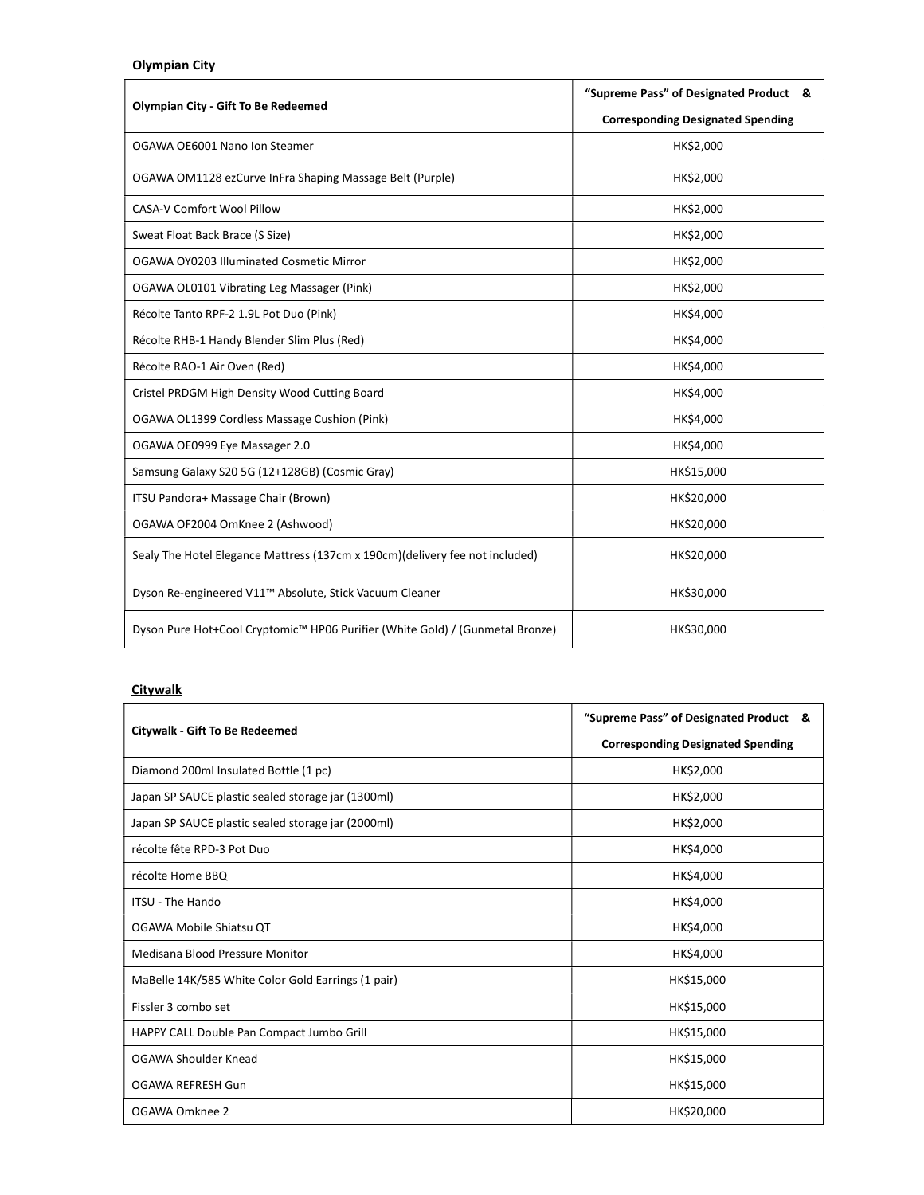**Olympian City**

| Olympian City - Gift To Be Redeemed | "Supreme Pass" of Designated Product & Corresponding Designated Spending |
| --- | --- |
| OGAWA OE6001 Nano Ion Steamer | HK$2,000 |
| OGAWA OM1128 ezCurve InFra Shaping Massage Belt (Purple) | HK$2,000 |
| CASA-V Comfort Wool Pillow | HK$2,000 |
| Sweat Float Back Brace (S Size) | HK$2,000 |
| OGAWA OY0203 Illuminated Cosmetic Mirror | HK$2,000 |
| OGAWA OL0101 Vibrating Leg Massager (Pink) | HK$2,000 |
| Récolte Tanto RPF-2 1.9L Pot Duo (Pink) | HK$4,000 |
| Récolte RHB-1 Handy Blender Slim Plus (Red) | HK$4,000 |
| Récolte RAO-1 Air Oven (Red) | HK$4,000 |
| Cristel PRDGM High Density Wood Cutting Board | HK$4,000 |
| OGAWA OL1399 Cordless Massage Cushion (Pink) | HK$4,000 |
| OGAWA OE0999 Eye Massager 2.0 | HK$4,000 |
| Samsung Galaxy S20 5G (12+128GB) (Cosmic Gray) | HK$15,000 |
| ITSU Pandora+ Massage Chair (Brown) | HK$20,000 |
| OGAWA OF2004 OmKnee 2 (Ashwood) | HK$20,000 |
| Sealy The Hotel Elegance Mattress (137cm x 190cm)(delivery fee not included) | HK$20,000 |
| Dyson Re-engineered V11™ Absolute, Stick Vacuum Cleaner | HK$30,000 |
| Dyson Pure Hot+Cool Cryptomic™ HP06 Purifier (White Gold) / (Gunmetal Bronze) | HK$30,000 |

**Citywalk**

| Citywalk - Gift To Be Redeemed | "Supreme Pass" of Designated Product & Corresponding Designated Spending |
| --- | --- |
| Diamond 200ml Insulated Bottle (1 pc) | HK$2,000 |
| Japan SP SAUCE plastic sealed storage jar (1300ml) | HK$2,000 |
| Japan SP SAUCE plastic sealed storage jar (2000ml) | HK$2,000 |
| récolte fête RPD-3 Pot Duo | HK$4,000 |
| récolte Home BBQ | HK$4,000 |
| ITSU - The Hando | HK$4,000 |
| OGAWA Mobile Shiatsu QT | HK$4,000 |
| Medisana Blood Pressure Monitor | HK$4,000 |
| MaBelle 14K/585 White Color Gold Earrings (1 pair) | HK$15,000 |
| Fissler 3 combo set | HK$15,000 |
| HAPPY CALL Double Pan Compact Jumbo Grill | HK$15,000 |
| OGAWA Shoulder Knead | HK$15,000 |
| OGAWA REFRESH Gun | HK$15,000 |
| OGAWA Omknee 2 | HK$20,000 |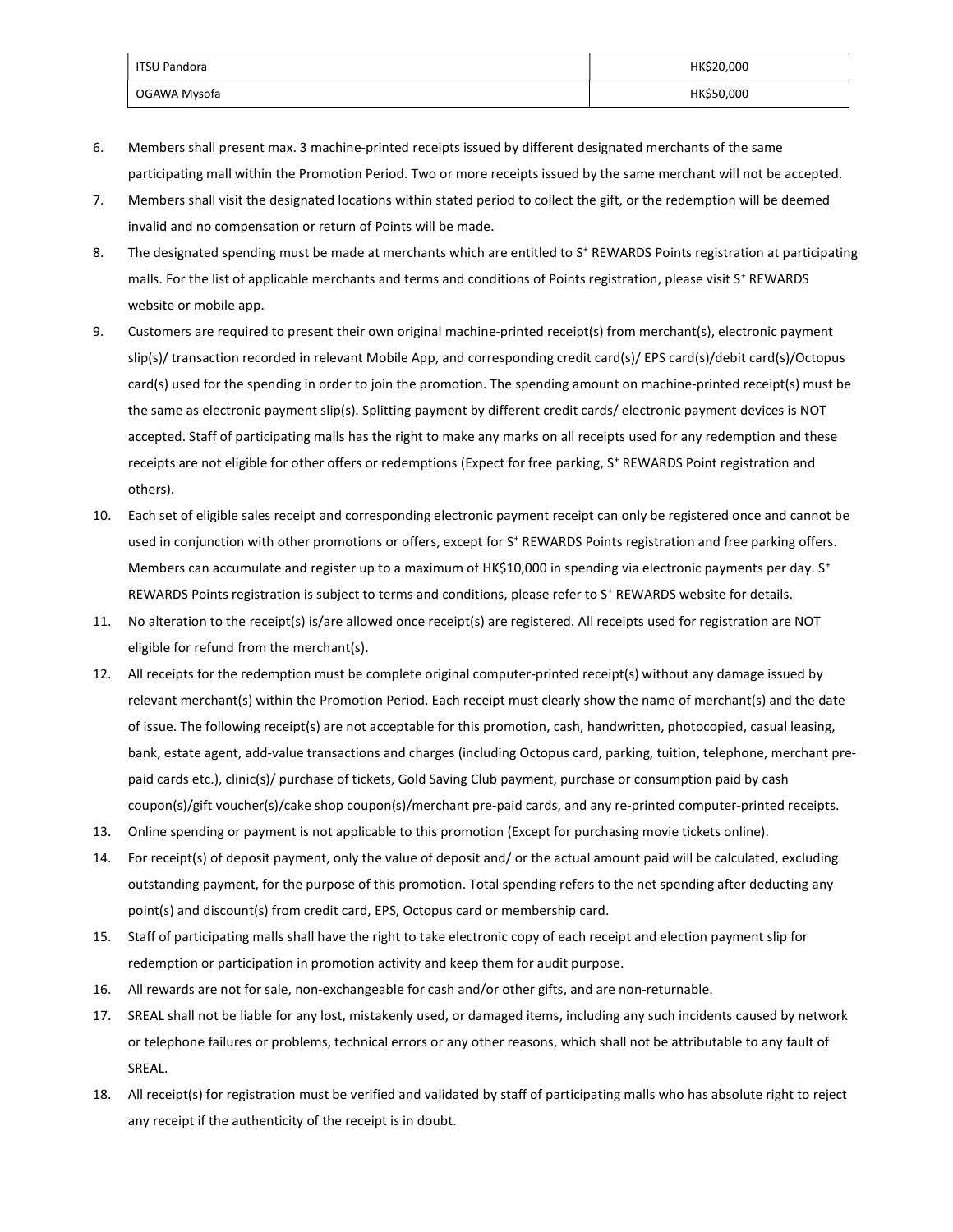| ITSU Pandora | HK$20,000 |
| --- | --- |
| OGAWA Mysofa | HK$50,000 |

6. Members shall present max. 3 machine-printed receipts issued by different designated merchants of the same participating mall within the Promotion Period. Two or more receipts issued by the same merchant will not be accepted.
7. Members shall visit the designated locations within stated period to collect the gift, or the redemption will be deemed invalid and no compensation or return of Points will be made.
8. The designated spending must be made at merchants which are entitled to S⁺ REWARDS Points registration at participating malls. For the list of applicable merchants and terms and conditions of Points registration, please visit S⁺ REWARDS website or mobile app.
9. Customers are required to present their own original machine-printed receipt(s) from merchant(s), electronic payment slip(s)/ transaction recorded in relevant Mobile App, and corresponding credit card(s)/ EPS card(s)/debit card(s)/Octopus card(s) used for the spending in order to join the promotion. The spending amount on machine-printed receipt(s) must be the same as electronic payment slip(s). Splitting payment by different credit cards/ electronic payment devices is NOT accepted. Staff of participating malls has the right to make any marks on all receipts used for any redemption and these receipts are not eligible for other offers or redemptions (Expect for free parking, S⁺ REWARDS Point registration and others).
10. Each set of eligible sales receipt and corresponding electronic payment receipt can only be registered once and cannot be used in conjunction with other promotions or offers, except for S⁺ REWARDS Points registration and free parking offers. Members can accumulate and register up to a maximum of HK$10,000 in spending via electronic payments per day. S⁺ REWARDS Points registration is subject to terms and conditions, please refer to S⁺ REWARDS website for details.
11. No alteration to the receipt(s) is/are allowed once receipt(s) are registered. All receipts used for registration are NOT eligible for refund from the merchant(s).
12. All receipts for the redemption must be complete original computer-printed receipt(s) without any damage issued by relevant merchant(s) within the Promotion Period. Each receipt must clearly show the name of merchant(s) and the date of issue. The following receipt(s) are not acceptable for this promotion, cash, handwritten, photocopied, casual leasing, bank, estate agent, add-value transactions and charges (including Octopus card, parking, tuition, telephone, merchant pre-paid cards etc.), clinic(s)/ purchase of tickets, Gold Saving Club payment, purchase or consumption paid by cash coupon(s)/gift voucher(s)/cake shop coupon(s)/merchant pre-paid cards, and any re-printed computer-printed receipts.
13. Online spending or payment is not applicable to this promotion (Except for purchasing movie tickets online).
14. For receipt(s) of deposit payment, only the value of deposit and/ or the actual amount paid will be calculated, excluding outstanding payment, for the purpose of this promotion. Total spending refers to the net spending after deducting any point(s) and discount(s) from credit card, EPS, Octopus card or membership card.
15. Staff of participating malls shall have the right to take electronic copy of each receipt and election payment slip for redemption or participation in promotion activity and keep them for audit purpose.
16. All rewards are not for sale, non-exchangeable for cash and/or other gifts, and are non-returnable.
17. SREAL shall not be liable for any lost, mistakenly used, or damaged items, including any such incidents caused by network or telephone failures or problems, technical errors or any other reasons, which shall not be attributable to any fault of SREAL.
18. All receipt(s) for registration must be verified and validated by staff of participating malls who has absolute right to reject any receipt if the authenticity of the receipt is in doubt.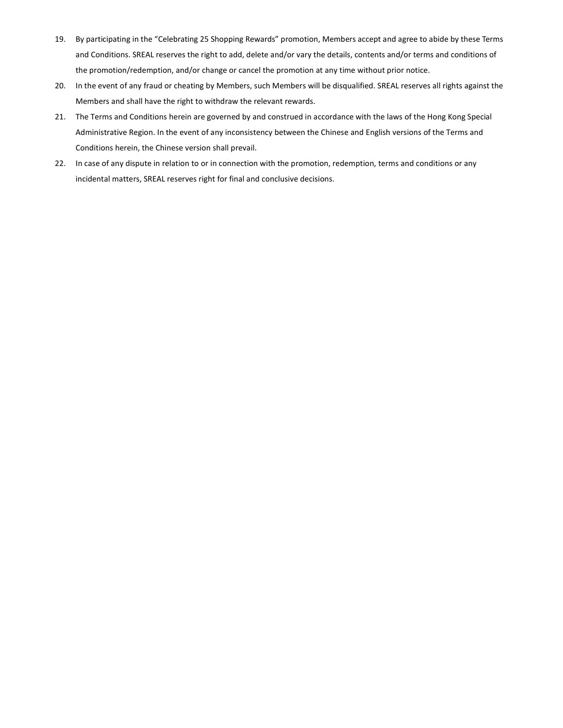19. By participating in the "Celebrating 25 Shopping Rewards" promotion, Members accept and agree to abide by these Terms and Conditions. SREAL reserves the right to add, delete and/or vary the details, contents and/or terms and conditions of the promotion/redemption, and/or change or cancel the promotion at any time without prior notice.
20. In the event of any fraud or cheating by Members, such Members will be disqualified. SREAL reserves all rights against the Members and shall have the right to withdraw the relevant rewards.
21. The Terms and Conditions herein are governed by and construed in accordance with the laws of the Hong Kong Special Administrative Region. In the event of any inconsistency between the Chinese and English versions of the Terms and Conditions herein, the Chinese version shall prevail.
22. In case of any dispute in relation to or in connection with the promotion, redemption, terms and conditions or any incidental matters, SREAL reserves right for final and conclusive decisions.